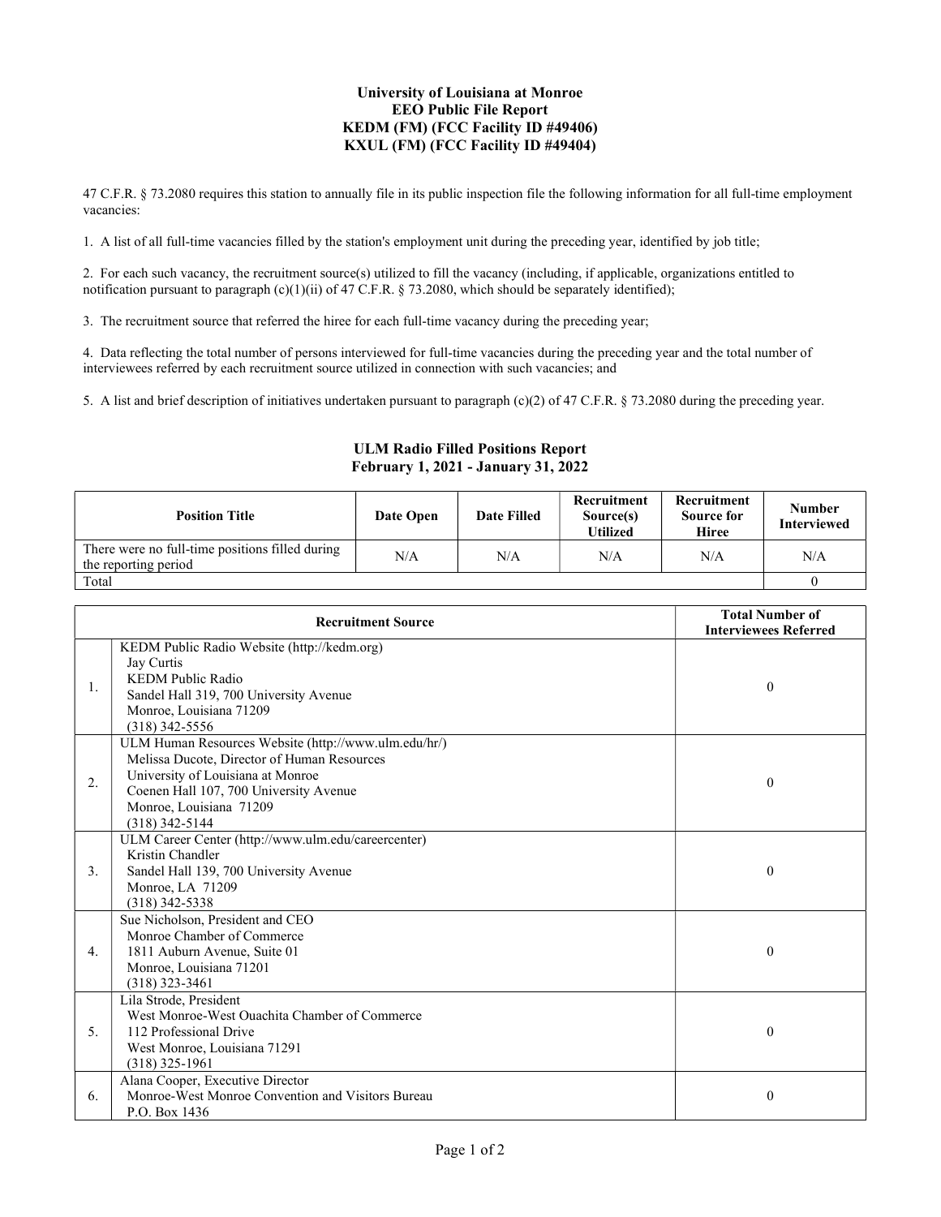# University of Louisiana at Monroe
# EEO Public File Report
# KEDM (FM) (FCC Facility ID #49406)
# KXUL (FM) (FCC Facility ID #49404)

47 C.F.R. § 73.2080 requires this station to annually file in its public inspection file the following information for all full-time employment vacancies:

1. A list of all full-time vacancies filled by the station's employment unit during the preceding year, identified by job title;

2. For each such vacancy, the recruitment source(s) utilized to fill the vacancy (including, if applicable, organizations entitled to notification pursuant to paragraph (c)(1)(ii) of 47 C.F.R. § 73.2080, which should be separately identified);

3. The recruitment source that referred the hiree for each full-time vacancy during the preceding year;

4. Data reflecting the total number of persons interviewed for full-time vacancies during the preceding year and the total number of interviewees referred by each recruitment source utilized in connection with such vacancies; and

5. A list and brief description of initiatives undertaken pursuant to paragraph (c)(2) of 47 C.F.R. § 73.2080 during the preceding year.

## ULM Radio Filled Positions Report
## February 1, 2021 - January 31, 2022

| Position Title | Date Open | Date Filled | Recruitment Source(s) Utilized | Recruitment Source for Hiree | Number Interviewed |
|---|---|---|---|---|---|
| There were no full-time positions filled during the reporting period | N/A | N/A | N/A | N/A | N/A |
| Total | | | | | 0 |

| | Recruitment Source | Total Number of Interviewees Referred |
|---|---|---|
| 1. | KEDM Public Radio Website (http://kedm.org)<br>Jay Curtis<br>KEDM Public Radio<br>Sandel Hall 319, 700 University Avenue<br>Monroe, Louisiana 71209<br>(318) 342-5556 | 0 |
| 2. | ULM Human Resources Website (http://www.ulm.edu/hr/)<br>Melissa Ducote, Director of Human Resources<br>University of Louisiana at Monroe<br>Coenen Hall 107, 700 University Avenue<br>Monroe, Louisiana 71209<br>(318) 342-5144 | 0 |
| 3. | ULM Career Center (http://www.ulm.edu/careercenter)<br>Kristin Chandler<br>Sandel Hall 139, 700 University Avenue<br>Monroe, LA 71209<br>(318) 342-5338 | 0 |
| 4. | Sue Nicholson, President and CEO<br>Monroe Chamber of Commerce<br>1811 Auburn Avenue, Suite 01<br>Monroe, Louisiana 71201<br>(318) 323-3461 | 0 |
| 5. | Lila Strode, President<br>West Monroe-West Ouachita Chamber of Commerce<br>112 Professional Drive<br>West Monroe, Louisiana 71291<br>(318) 325-1961 | 0 |
| 6. | Alana Cooper, Executive Director<br>Monroe-West Monroe Convention and Visitors Bureau<br>P.O. Box 1436 | 0 |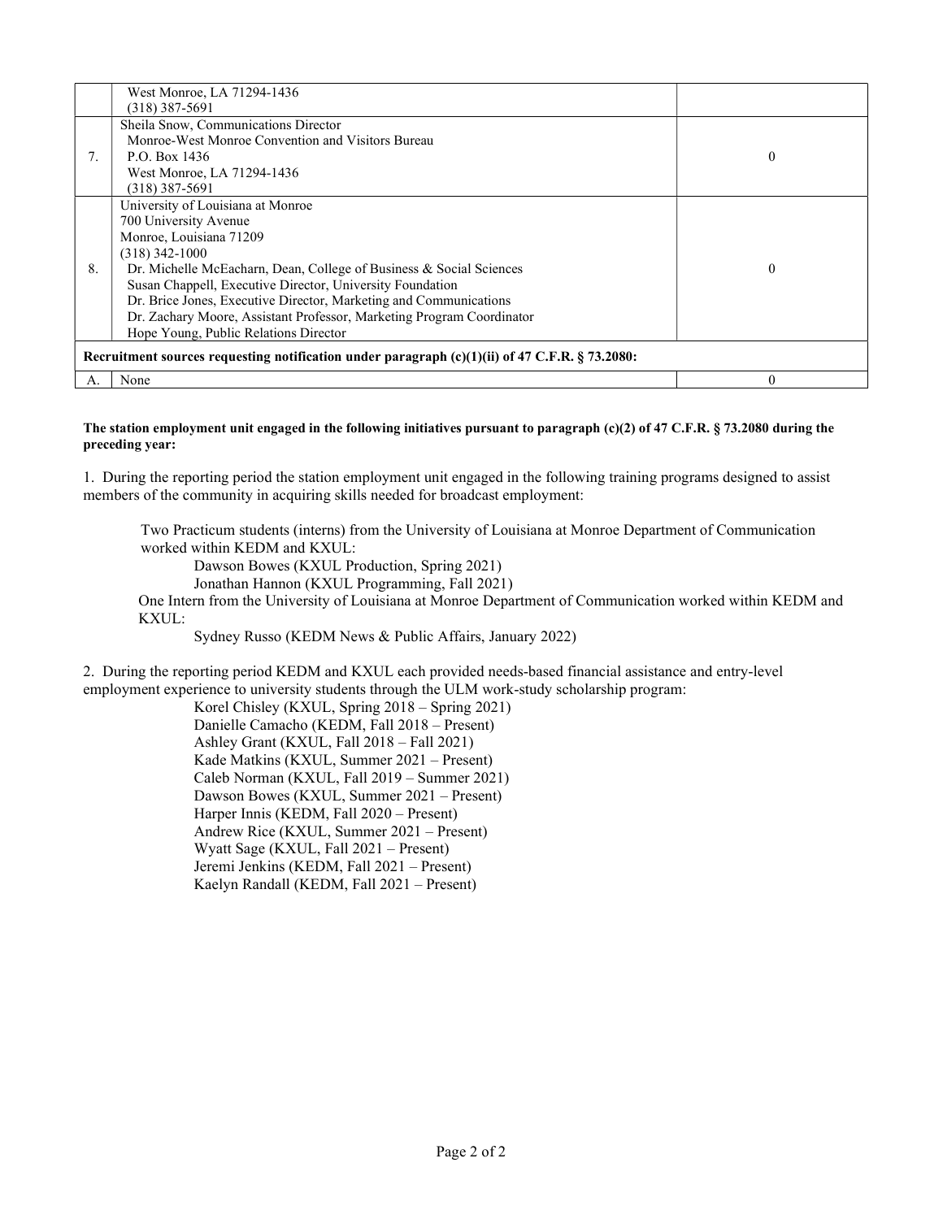| | | |
|---|---|---|
| | West Monroe, LA 71294-1436<br>(318) 387-5691 | |
| 7. | Sheila Snow, Communications Director<br>Monroe-West Monroe Convention and Visitors Bureau<br>P.O. Box 1436<br>West Monroe, LA 71294-1436<br>(318) 387-5691 | 0 |
| 8. | University of Louisiana at Monroe<br>700 University Avenue<br>Monroe, Louisiana 71209<br>(318) 342-1000<br>Dr. Michelle McEacharn, Dean, College of Business & Social Sciences<br>Susan Chappell, Executive Director, University Foundation<br>Dr. Brice Jones, Executive Director, Marketing and Communications<br>Dr. Zachary Moore, Assistant Professor, Marketing Program Coordinator<br>Hope Young, Public Relations Director | 0 |
| **Recruitment sources requesting notification under paragraph (c)(1)(ii) of 47 C.F.R. § 73.2080:** | | |
| A. | None | 0 |

**The station employment unit engaged in the following initiatives pursuant to paragraph (c)(2) of 47 C.F.R. § 73.2080 during the preceding year:**

1. During the reporting period the station employment unit engaged in the following training programs designed to assist members of the community in acquiring skills needed for broadcast employment:

Two Practicum students (interns) from the University of Louisiana at Monroe Department of Communication worked within KEDM and KXUL:

Dawson Bowes (KXUL Production, Spring 2021)
Jonathan Hannon (KXUL Programming, Fall 2021)

One Intern from the University of Louisiana at Monroe Department of Communication worked within KEDM and KXUL:

Sydney Russo (KEDM News & Public Affairs, January 2022)

2. During the reporting period KEDM and KXUL each provided needs-based financial assistance and entry-level employment experience to university students through the ULM work-study scholarship program:

Korel Chisley (KXUL, Spring 2018 – Spring 2021)
Danielle Camacho (KEDM, Fall 2018 – Present)
Ashley Grant (KXUL, Fall 2018 – Fall 2021)
Kade Matkins (KXUL, Summer 2021 – Present)
Caleb Norman (KXUL, Fall 2019 – Summer 2021)
Dawson Bowes (KXUL, Summer 2021 – Present)
Harper Innis (KEDM, Fall 2020 – Present)
Andrew Rice (KXUL, Summer 2021 – Present)
Wyatt Sage (KXUL, Fall 2021 – Present)
Jeremi Jenkins (KEDM, Fall 2021 – Present)
Kaelyn Randall (KEDM, Fall 2021 – Present)